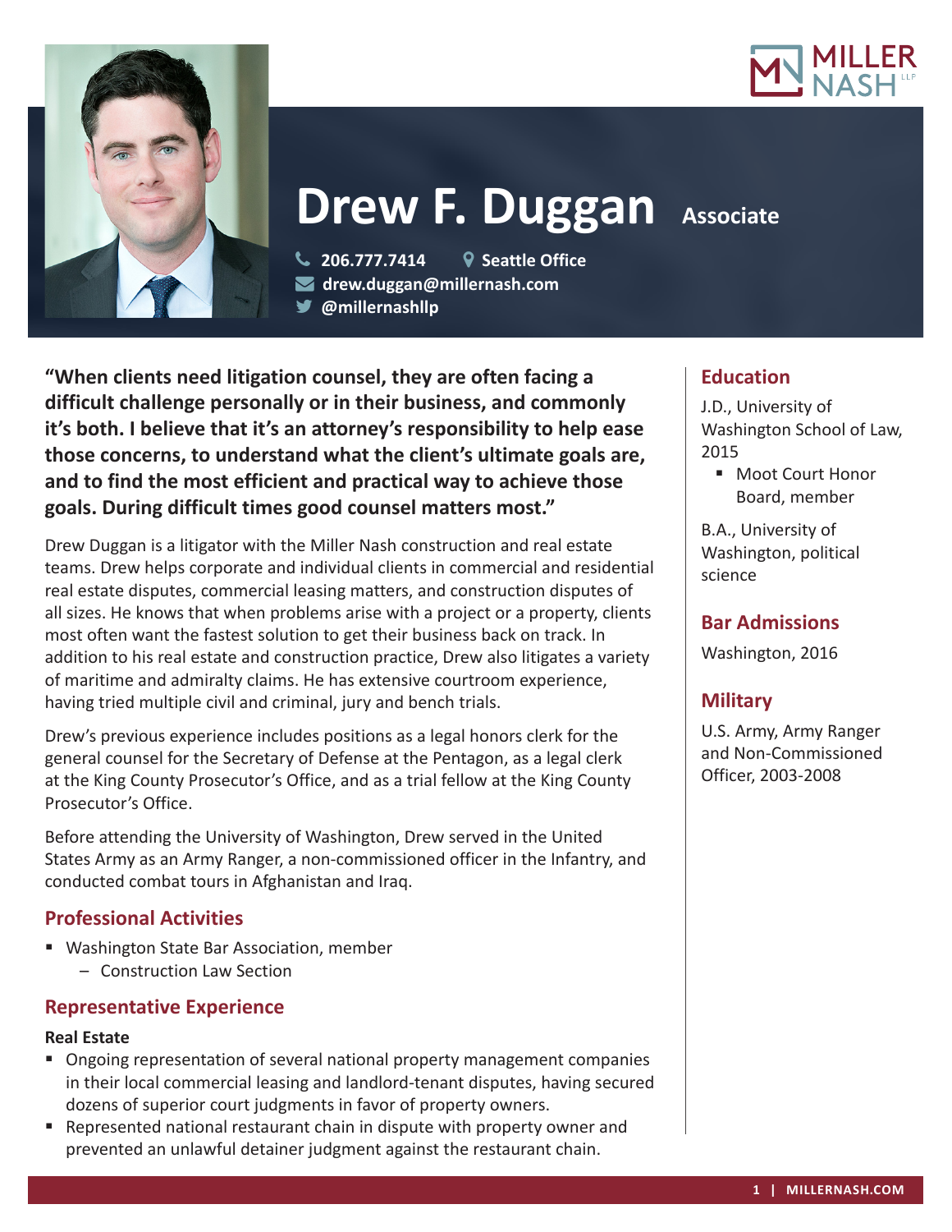# Drew F. Duggan

**Associate**

206.777.7414
Seattle Office
drew.duggan@millernash.com
@millernashllp

**"When clients need litigation counsel, they are often facing a difficult challenge personally or in their business, and commonly it's both. I believe that it's an attorney's responsibility to help ease those concerns, to understand what the client's ultimate goals are, and to find the most efficient and practical way to achieve those goals. During difficult times good counsel matters most."**

Drew Duggan is a litigator with the Miller Nash construction and real estate teams. Drew helps corporate and individual clients in commercial and residential real estate disputes, commercial leasing matters, and construction disputes of all sizes. He knows that when problems arise with a project or a property, clients most often want the fastest solution to get their business back on track. In addition to his real estate and construction practice, Drew also litigates a variety of maritime and admiralty claims. He has extensive courtroom experience, having tried multiple civil and criminal, jury and bench trials.

Drew's previous experience includes positions as a legal honors clerk for the general counsel for the Secretary of Defense at the Pentagon, as a legal clerk at the King County Prosecutor's Office, and as a trial fellow at the King County Prosecutor's Office.

Before attending the University of Washington, Drew served in the United States Army as an Army Ranger, a non-commissioned officer in the Infantry, and conducted combat tours in Afghanistan and Iraq.

## Professional Activities

- Washington State Bar Association, member
  - Construction Law Section

## Representative Experience

### Real Estate

- Ongoing representation of several national property management companies in their local commercial leasing and landlord-tenant disputes, having secured dozens of superior court judgments in favor of property owners.
- Represented national restaurant chain in dispute with property owner and prevented an unlawful detainer judgment against the restaurant chain.

## Education

J.D., University of Washington School of Law, 2015

- Moot Court Honor Board, member

B.A., University of Washington, political science

## Bar Admissions

Washington, 2016

## Military

U.S. Army, Army Ranger and Non-Commissioned Officer, 2003-2008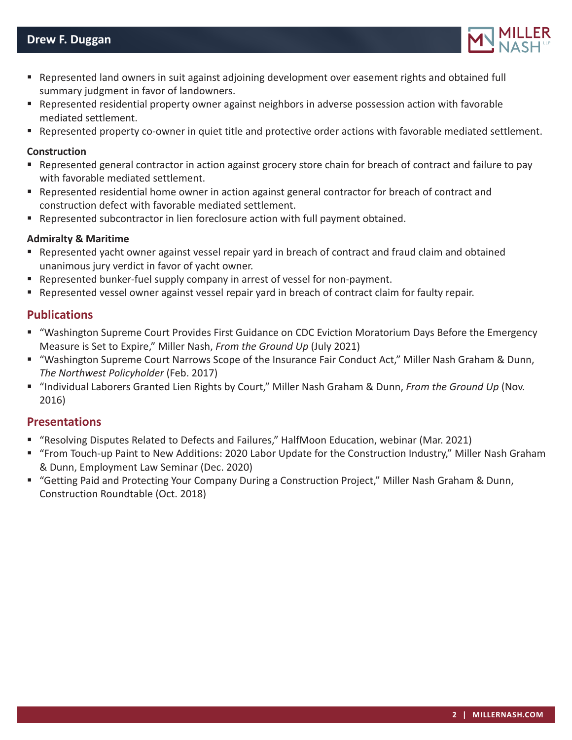- Represented land owners in suit against adjoining development over easement rights and obtained full summary judgment in favor of landowners.
- Represented residential property owner against neighbors in adverse possession action with favorable mediated settlement.
- Represented property co-owner in quiet title and protective order actions with favorable mediated settlement.

**Construction**

- Represented general contractor in action against grocery store chain for breach of contract and failure to pay with favorable mediated settlement.
- Represented residential home owner in action against general contractor for breach of contract and construction defect with favorable mediated settlement.
- Represented subcontractor in lien foreclosure action with full payment obtained.

**Admiralty & Maritime**

- Represented yacht owner against vessel repair yard in breach of contract and fraud claim and obtained unanimous jury verdict in favor of yacht owner.
- Represented bunker-fuel supply company in arrest of vessel for non-payment.
- Represented vessel owner against vessel repair yard in breach of contract claim for faulty repair.

## Publications

- "Washington Supreme Court Provides First Guidance on CDC Eviction Moratorium Days Before the Emergency Measure is Set to Expire," Miller Nash, *From the Ground Up* (July 2021)
- "Washington Supreme Court Narrows Scope of the Insurance Fair Conduct Act," Miller Nash Graham & Dunn, *The Northwest Policyholder* (Feb. 2017)
- "Individual Laborers Granted Lien Rights by Court," Miller Nash Graham & Dunn, *From the Ground Up* (Nov. 2016)

## Presentations

- "Resolving Disputes Related to Defects and Failures," HalfMoon Education, webinar (Mar. 2021)
- "From Touch-up Paint to New Additions: 2020 Labor Update for the Construction Industry," Miller Nash Graham & Dunn, Employment Law Seminar (Dec. 2020)
- "Getting Paid and Protecting Your Company During a Construction Project," Miller Nash Graham & Dunn, Construction Roundtable (Oct. 2018)